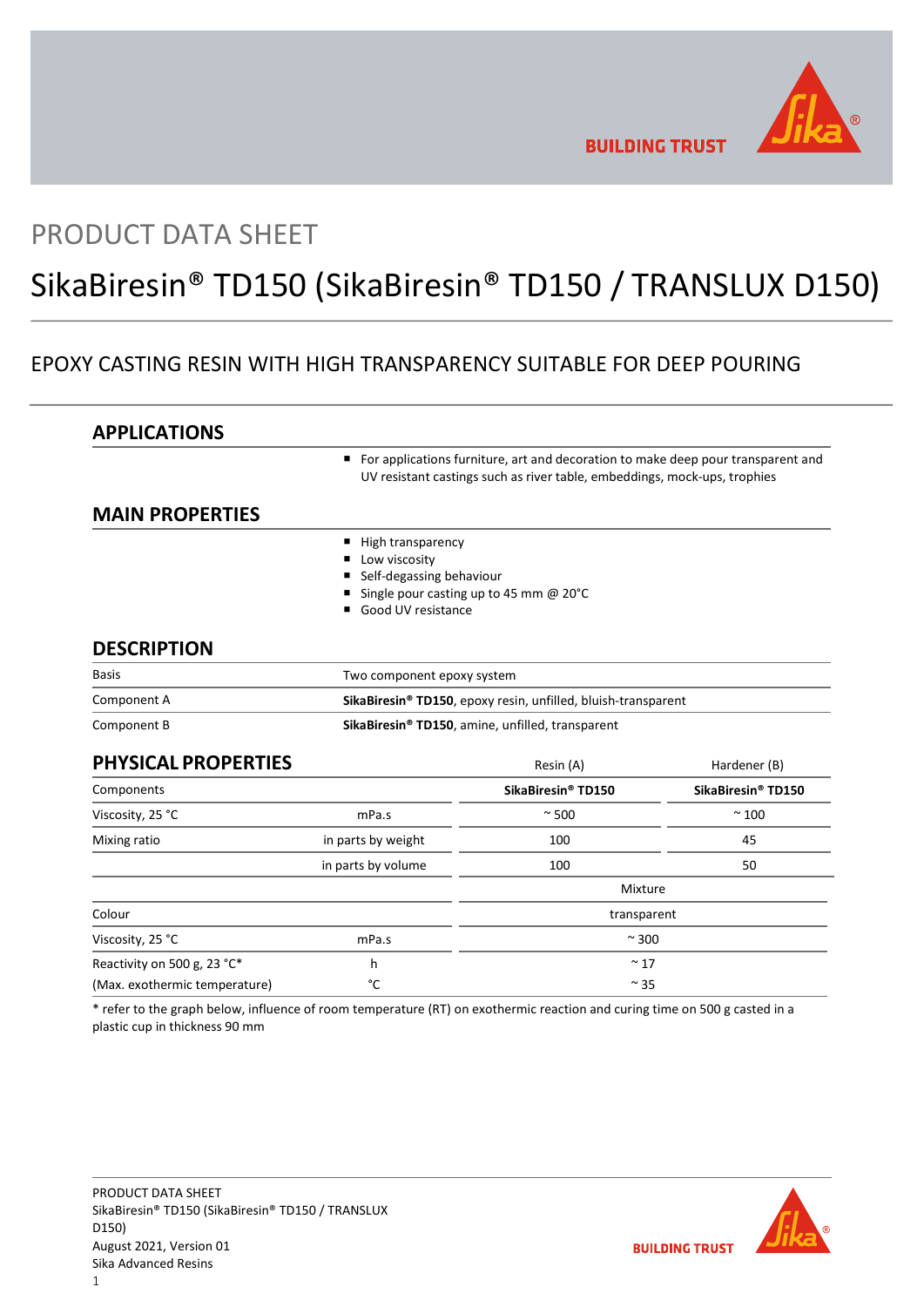# PRODUCT DATA SHEET

# SikaBiresin® TD150 (SikaBiresin® TD150 / TRANSLUX D150)

## EPOXY CASTING RESIN WITH HIGH TRANSPARENCY SUITABLE FOR DEEP POURING

## APPLICATIONS

- For applications furniture, art and decoration to make deep pour transparent and UV resistant castings such as river table, embeddings, mock-ups, trophies

## MAIN PROPERTIES

- High transparency
- Low viscosity
- Self-degassing behaviour
- Single pour casting up to 45 mm @ 20°C
- Good UV resistance

## DESCRIPTION

| | |
|---|---|
| Basis | Two component epoxy system |
| Component A | **SikaBiresin® TD150**, epoxy resin, unfilled, bluish-transparent |
| Component B | **SikaBiresin® TD150**, amine, unfilled, transparent |

## PHYSICAL PROPERTIES

| | | Resin (A) | Hardener (B) |
|---|---|---|---|
| Components | | **SikaBiresin® TD150** | **SikaBiresin® TD150** |
| Viscosity, 25 °C | mPa.s | ~ 500 | ~ 100 |
| Mixing ratio | in parts by weight | 100 | 45 |
| | in parts by volume | 100 | 50 |
| | | Mixture | |
| Colour | | transparent | |
| Viscosity, 25 °C | mPa.s | ~ 300 | |
| Reactivity on 500 g, 23 °C* | h | ~ 17 | |
| (Max. exothermic temperature) | °C | ~ 35 | |

* refer to the graph below, influence of room temperature (RT) on exothermic reaction and curing time on 500 g casted in a plastic cup in thickness 90 mm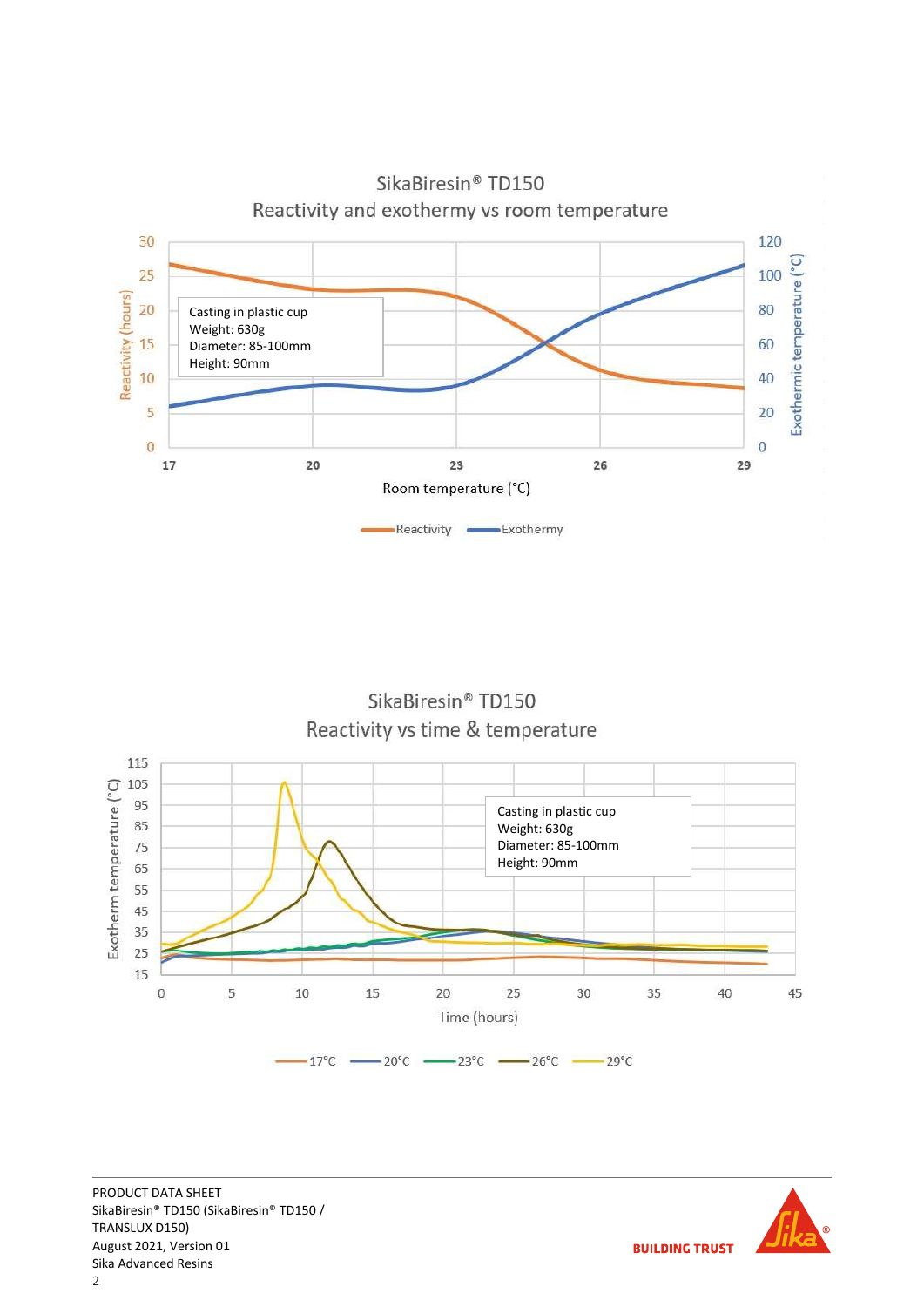SikaBiresin® TD150
Reactivity and exothermy vs room temperature

Casting in plastic cup
Weight: 630g
Diameter: 85-100mm
Height: 90mm

Reactivity (hours) — Exothermic temperature (°C) — Room temperature (°C)

Reactivity, Exothermy

SikaBiresin® TD150
Reactivity vs time & temperature

Casting in plastic cup
Weight: 630g
Diameter: 85-100mm
Height: 90mm

Exotherm temperature (°C) — Time (hours)

17°C, 20°C, 23°C, 26°C, 29°C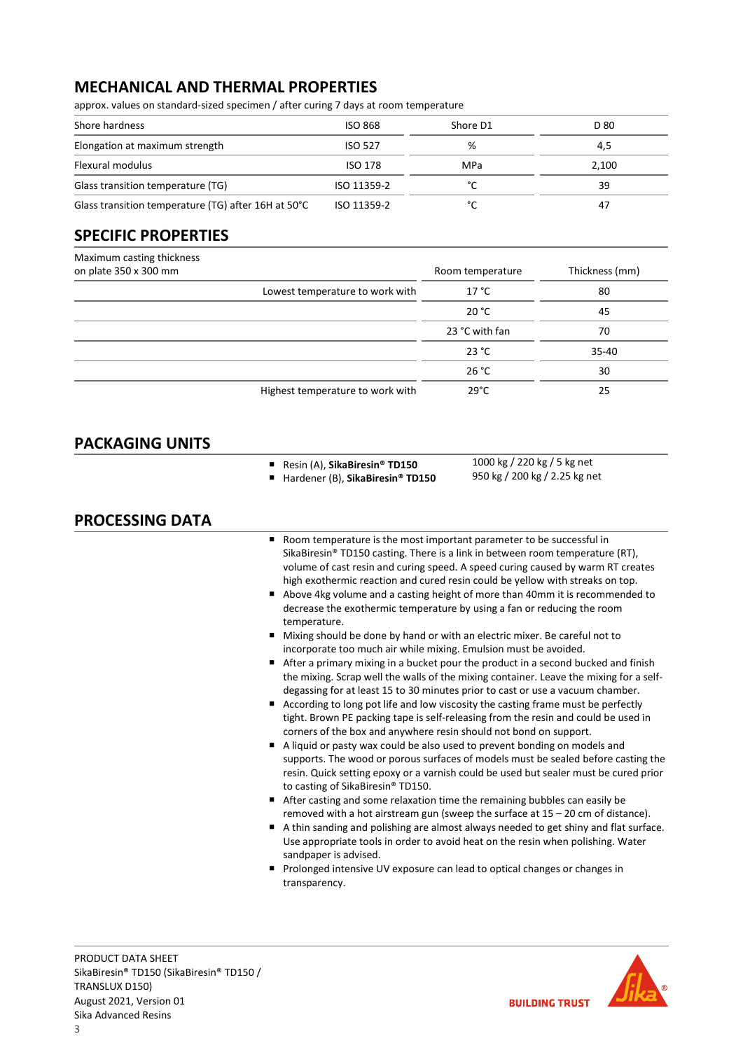## MECHANICAL AND THERMAL PROPERTIES

approx. values on standard-sized specimen / after curing 7 days at room temperature

| | | | |
|---|---|---|---|
| Shore hardness | ISO 868 | Shore D1 | D 80 |
| Elongation at maximum strength | ISO 527 | % | 4,5 |
| Flexural modulus | ISO 178 | MPa | 2,100 |
| Glass transition temperature (TG) | ISO 11359-2 | °C | 39 |
| Glass transition temperature (TG) after 16H at 50°C | ISO 11359-2 | °C | 47 |

## SPECIFIC PROPERTIES

| Maximum casting thickness on plate 350 x 300 mm | Room temperature | Thickness (mm) |
|---|---|---|
| Lowest temperature to work with | 17 °C | 80 |
| | 20 °C | 45 |
| | 23 °C with fan | 70 |
| | 23 °C | 35-40 |
| | 26 °C | 30 |
| Highest temperature to work with | 29°C | 25 |

## PACKAGING UNITS

| | |
|---|---|
| Resin (A), **SikaBiresin® TD150** | 1000 kg / 220 kg / 5 kg net |
| Hardener (B), **SikaBiresin® TD150** | 950 kg / 200 kg / 2.25 kg net |

## PROCESSING DATA

- Room temperature is the most important parameter to be successful in SikaBiresin® TD150 casting. There is a link in between room temperature (RT), volume of cast resin and curing speed. A speed curing caused by warm RT creates high exothermic reaction and cured resin could be yellow with streaks on top.
- Above 4kg volume and a casting height of more than 40mm it is recommended to decrease the exothermic temperature by using a fan or reducing the room temperature.
- Mixing should be done by hand or with an electric mixer. Be careful not to incorporate too much air while mixing. Emulsion must be avoided.
- After a primary mixing in a bucket pour the product in a second bucked and finish the mixing. Scrap well the walls of the mixing container. Leave the mixing for a self-degassing for at least 15 to 30 minutes prior to cast or use a vacuum chamber.
- According to long pot life and low viscosity the casting frame must be perfectly tight. Brown PE packing tape is self-releasing from the resin and could be used in corners of the box and anywhere resin should not bond on support.
- A liquid or pasty wax could be also used to prevent bonding on models and supports. The wood or porous surfaces of models must be sealed before casting the resin. Quick setting epoxy or a varnish could be used but sealer must be cured prior to casting of SikaBiresin® TD150.
- After casting and some relaxation time the remaining bubbles can easily be removed with a hot airstream gun (sweep the surface at 15 – 20 cm of distance).
- A thin sanding and polishing are almost always needed to get shiny and flat surface. Use appropriate tools in order to avoid heat on the resin when polishing. Water sandpaper is advised.
- Prolonged intensive UV exposure can lead to optical changes or changes in transparency.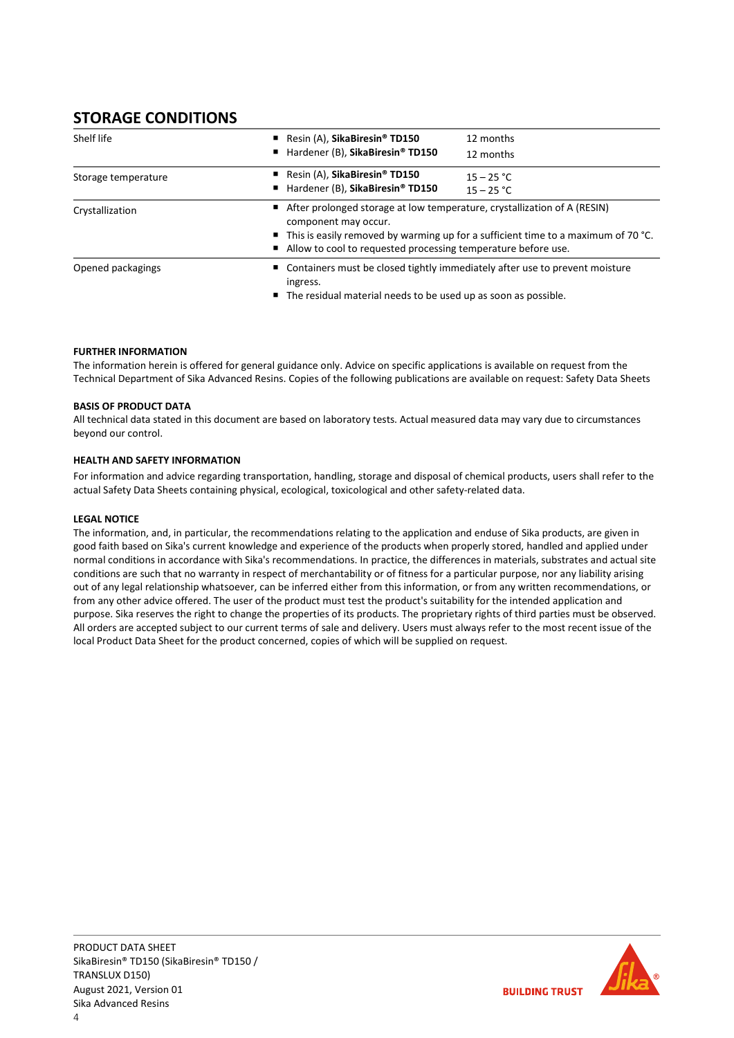## STORAGE CONDITIONS

| | | |
|---|---|---|
| Shelf life | ■ Resin (A), **SikaBiresin® TD150**<br>■ Hardener (B), **SikaBiresin® TD150** | 12 months<br>12 months |
| Storage temperature | ■ Resin (A), **SikaBiresin® TD150**<br>■ Hardener (B), **SikaBiresin® TD150** | 15 – 25 °C<br>15 – 25 °C |
| Crystallization | ■ After prolonged storage at low temperature, crystallization of A (RESIN) component may occur.<br>■ This is easily removed by warming up for a sufficient time to a maximum of 70 °C.<br>■ Allow to cool to requested processing temperature before use. | |
| Opened packagings | ■ Containers must be closed tightly immediately after use to prevent moisture ingress.<br>■ The residual material needs to be used up as soon as possible. | |

**FURTHER INFORMATION**

The information herein is offered for general guidance only. Advice on specific applications is available on request from the Technical Department of Sika Advanced Resins. Copies of the following publications are available on request: Safety Data Sheets

**BASIS OF PRODUCT DATA**

All technical data stated in this document are based on laboratory tests. Actual measured data may vary due to circumstances beyond our control.

**HEALTH AND SAFETY INFORMATION**

For information and advice regarding transportation, handling, storage and disposal of chemical products, users shall refer to the actual Safety Data Sheets containing physical, ecological, toxicological and other safety-related data.

**LEGAL NOTICE**

The information, and, in particular, the recommendations relating to the application and enduse of Sika products, are given in good faith based on Sika's current knowledge and experience of the products when properly stored, handled and applied under normal conditions in accordance with Sika's recommendations. In practice, the differences in materials, substrates and actual site conditions are such that no warranty in respect of merchantability or of fitness for a particular purpose, nor any liability arising out of any legal relationship whatsoever, can be inferred either from this information, or from any written recommendations, or from any other advice offered. The user of the product must test the product's suitability for the intended application and purpose. Sika reserves the right to change the properties of its products. The proprietary rights of third parties must be observed. All orders are accepted subject to our current terms of sale and delivery. Users must always refer to the most recent issue of the local Product Data Sheet for the product concerned, copies of which will be supplied on request.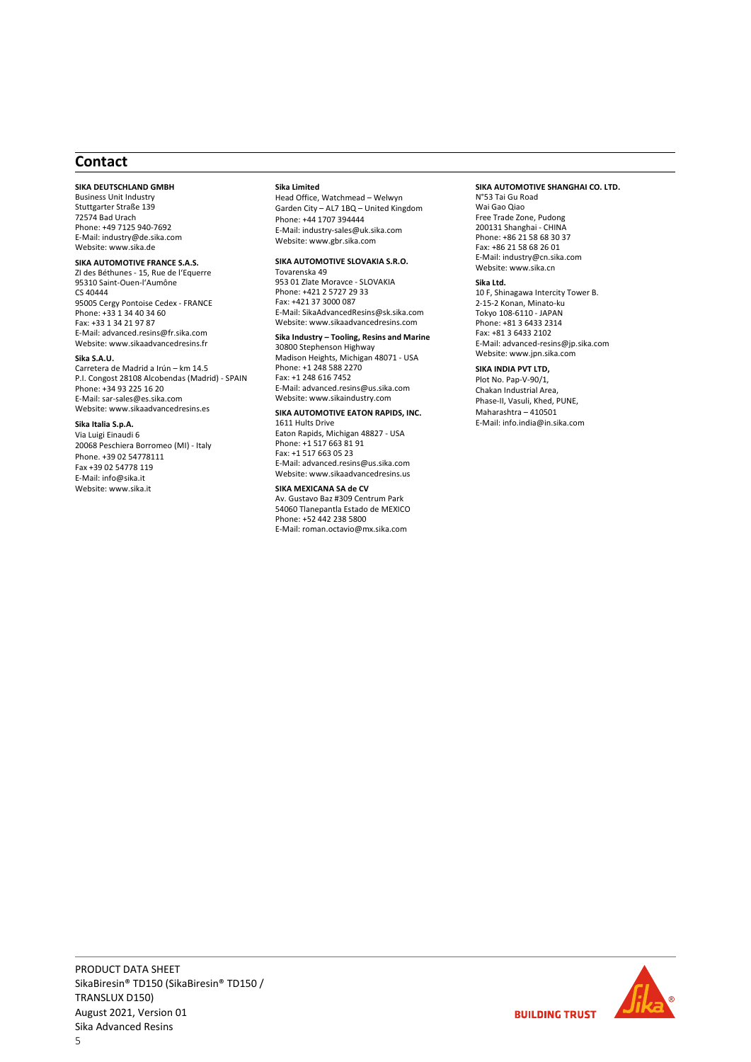## Contact

**SIKA DEUTSCHLAND GMBH**
Business Unit Industry
Stuttgarter Straße 139
72574 Bad Urach
Phone: +49 7125 940-7692
E-Mail: industry@de.sika.com
Website: www.sika.de

**SIKA AUTOMOTIVE FRANCE S.A.S.**
ZI des Béthunes - 15, Rue de l'Equerre
95310 Saint-Ouen-l'Aumône
CS 40444
95005 Cergy Pontoise Cedex - FRANCE
Phone: +33 1 34 40 34 60
Fax: +33 1 34 21 97 87
E-Mail: advanced.resins@fr.sika.com
Website: www.sikaadvancedresins.fr

**Sika S.A.U.**
Carretera de Madrid a Irún – km 14.5
P.I. Congost 28108 Alcobendas (Madrid) - SPAIN
Phone: +34 93 225 16 20
E-Mail: sar-sales@es.sika.com
Website: www.sikaadvancedresins.es

**Sika Italia S.p.A.**
Via Luigi Einaudi 6
20068 Peschiera Borromeo (MI) - Italy
Phone. +39 02 54778111
Fax +39 02 54778 119
E-Mail: info@sika.it
Website: www.sika.it

**Sika Limited**
Head Office, Watchmead – Welwyn
Garden City – AL7 1BQ – United Kingdom
Phone: +44 1707 394444
E-Mail: industry-sales@uk.sika.com
Website: www.gbr.sika.com

**SIKA AUTOMOTIVE SLOVAKIA S.R.O.**
Tovarenska 49
953 01 Zlate Moravce - SLOVAKIA
Phone: +421 2 5727 29 33
Fax: +421 37 3000 087
E-Mail: SikaAdvancedResins@sk.sika.com
Website: www.sikaadvancedresins.com

**Sika Industry – Tooling, Resins and Marine**
30800 Stephenson Highway
Madison Heights, Michigan 48071 - USA
Phone: +1 248 588 2270
Fax: +1 248 616 7452
E-Mail: advanced.resins@us.sika.com
Website: www.sikaindustry.com

**SIKA AUTOMOTIVE EATON RAPIDS, INC.**
1611 Hults Drive
Eaton Rapids, Michigan 48827 - USA
Phone: +1 517 663 81 91
Fax: +1 517 663 05 23
E-Mail: advanced.resins@us.sika.com
Website: www.sikaadvancedresins.us

**SIKA MEXICANA SA de CV**
Av. Gustavo Baz #309 Centrum Park
54060 Tlanepantla Estado de MEXICO
Phone: +52 442 238 5800
E-Mail: roman.octavio@mx.sika.com

**SIKA AUTOMOTIVE SHANGHAI CO. LTD.**
N°53 Tai Gu Road
Wai Gao Qiao
Free Trade Zone, Pudong
200131 Shanghai - CHINA
Phone: +86 21 58 68 30 37
Fax: +86 21 58 68 26 01
E-Mail: industry@cn.sika.com
Website: www.sika.cn

**Sika Ltd.**
10 F, Shinagawa Intercity Tower B.
2-15-2 Konan, Minato-ku
Tokyo 108-6110 - JAPAN
Phone: +81 3 6433 2314
Fax: +81 3 6433 2102
E-Mail: advanced-resins@jp.sika.com
Website: www.jpn.sika.com

**SIKA INDIA PVT LTD,**
Plot No. Pap-V-90/1,
Chakan Industrial Area,
Phase-II, Vasuli, Khed, PUNE,
Maharashtra – 410501
E-Mail: info.india@in.sika.com